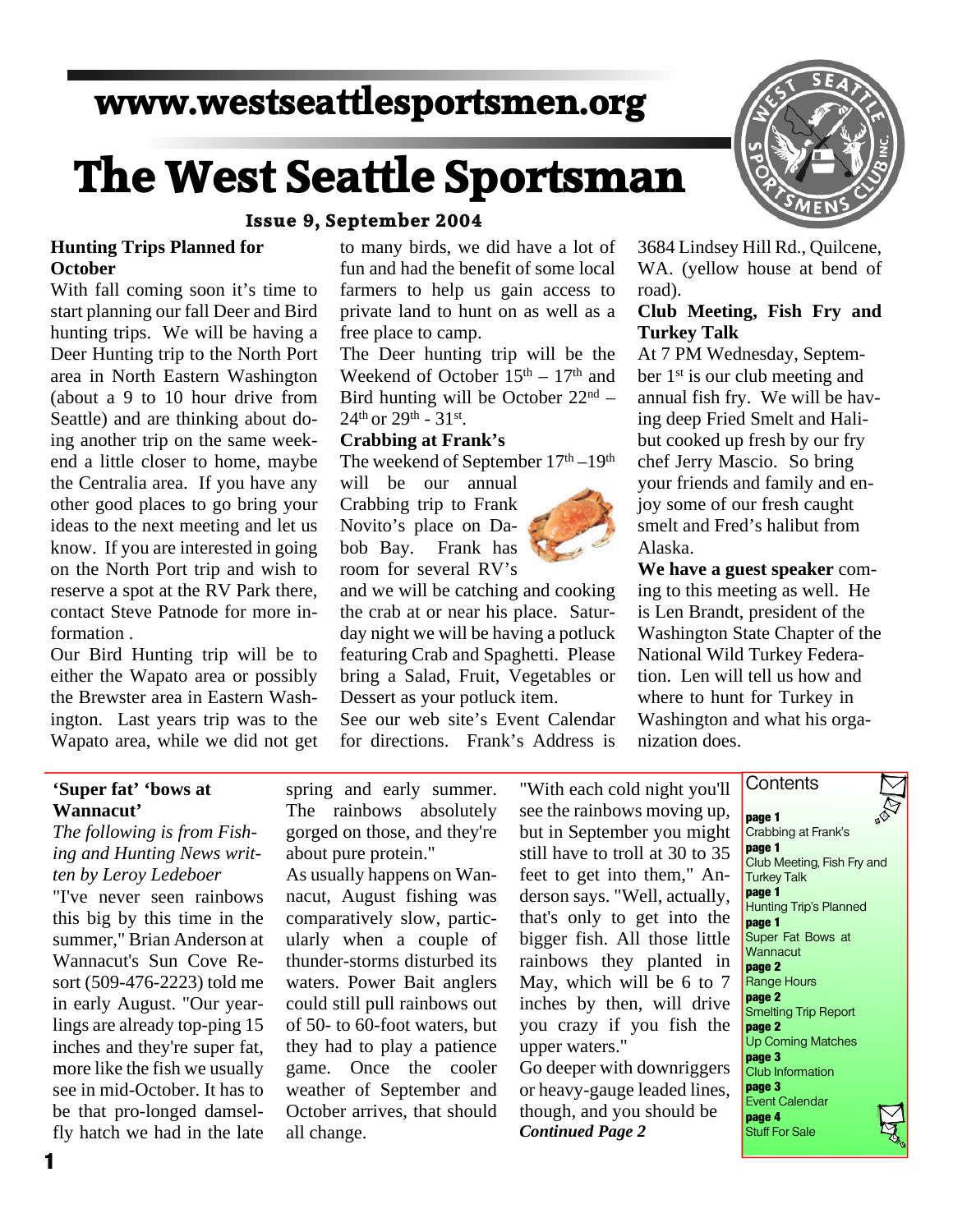# www.westseattlesportsmen.org

# The West Seattle Sportsman

**Issue 9, September 2004**

## Hunting Trips Planned for October

With fall coming soon it's time to start planning our fall Deer and Bird hunting trips. We will be having a Deer Hunting trip to the North Port area in North Eastern Washington (about a 9 to 10 hour drive from Seattle) and are thinking about doing another trip on the same weekend a little closer to home, maybe the Centralia area. If you have any other good places to go bring your ideas to the next meeting and let us know. If you are interested in going on the North Port trip and wish to reserve a spot at the RV Park there, contact Steve Patnode for more information .

Our Bird Hunting trip will be to either the Wapato area or possibly the Brewster area in Eastern Washington. Last years trip was to the Wapato area, while we did not get to many birds, we did have a lot of fun and had the benefit of some local farmers to help us gain access to private land to hunt on as well as a free place to camp.

The Deer hunting trip will be the Weekend of October 15th – 17th and Bird hunting will be October 22nd – 24th or 29th - 31st.

## Crabbing at Frank's

The weekend of September 17th –19th will be our annual Crabbing trip to Frank Novito's place on Dabob Bay. Frank has room for several RV's and we will be catching and cooking the crab at or near his place. Saturday night we will be having a potluck featuring Crab and Spaghetti. Please bring a Salad, Fruit, Vegetables or Dessert as your potluck item.

See our web site's Event Calendar for directions. Frank's Address is 3684 Lindsey Hill Rd., Quilcene, WA. (yellow house at bend of road).

## Club Meeting, Fish Fry and Turkey Talk

At 7 PM Wednesday, September 1st is our club meeting and annual fish fry. We will be having deep Fried Smelt and Halibut cooked up fresh by our fry chef Jerry Mascio. So bring your friends and family and enjoy some of our fresh caught smelt and Fred's halibut from Alaska.

**We have a guest speaker** coming to this meeting as well. He is Len Brandt, president of the Washington State Chapter of the National Wild Turkey Federation. Len will tell us how and where to hunt for Turkey in Washington and what his organization does.

## 'Super fat' 'bows at Wannacut'

*The following is from Fishing and Hunting News written by Leroy Ledeboer*

"I've never seen rainbows this big by this time in the summer," Brian Anderson at Wannacut's Sun Cove Resort (509-476-2223) told me in early August. "Our yearlings are already top-ping 15 inches and they're super fat, more like the fish we usually see in mid-October. It has to be that pro-longed damselfly hatch we had in the late spring and early summer. The rainbows absolutely gorged on those, and they're about pure protein."

As usually happens on Wannacut, August fishing was comparatively slow, particularly when a couple of thunder-storms disturbed its waters. Power Bait anglers could still pull rainbows out of 50- to 60-foot waters, but they had to play a patience game. Once the cooler weather of September and October arrives, that should all change.

"With each cold night you'll see the rainbows moving up, but in September you might still have to troll at 30 to 35 feet to get into them," Anderson says. "Well, actually, that's only to get into the bigger fish. All those little rainbows they planted in May, which will be 6 to 7 inches by then, will drive you crazy if you fish the upper waters."

Go deeper with downriggers or heavy-gauge leaded lines, though, and you should be

***Continued Page 2***

## Contents

**page 1** Crabbing at Frank's
**page 1** Club Meeting, Fish Fry and Turkey Talk
**page 1** Hunting Trip's Planned
**page 1** Super Fat Bows at Wannacut
**page 2** Range Hours
**page 2** Smelting Trip Report
**page 2** Up Coming Matches
**page 3** Club Information
**page 3** Event Calendar
**page 4** Stuff For Sale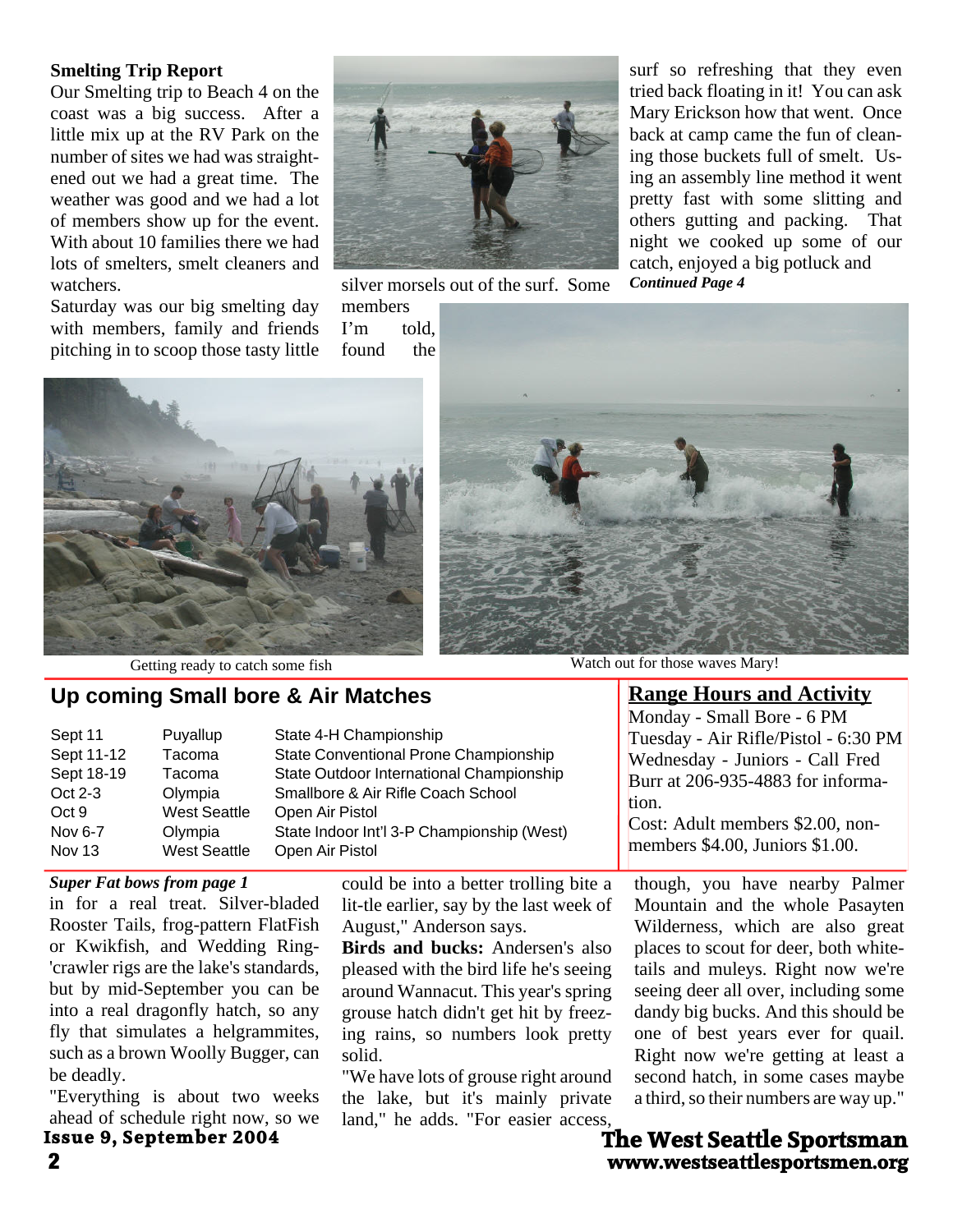### Smelting Trip Report

Our Smelting trip to Beach 4 on the coast was a big success. After a little mix up at the RV Park on the number of sites we had was straightened out we had a great time. The weather was good and we had a lot of members show up for the event. With about 10 families there we had lots of smelters, smelt cleaners and watchers.

Saturday was our big smelting day with members, family and friends pitching in to scoop those tasty little silver morsels out of the surf. Some members I'm told, found the surf so refreshing that they even tried back floating in it! You can ask Mary Erickson how that went. Once back at camp came the fun of cleaning those buckets full of smelt. Using an assembly line method it went pretty fast with some slitting and others gutting and packing. That night we cooked up some of our catch, enjoyed a big potluck and

***Continued Page 4***

Getting ready to catch some fish

Watch out for those waves Mary!

## Up coming Small bore & Air Matches

| | | |
|---|---|---|
| Sept 11 | Puyallup | State 4-H Championship |
| Sept 11-12 | Tacoma | State Conventional Prone Championship |
| Sept 18-19 | Tacoma | State Outdoor International Championship |
| Oct 2-3 | Olympia | Smallbore & Air Rifle Coach School |
| Oct 9 | West Seattle | Open Air Pistol |
| Nov 6-7 | Olympia | State Indoor Int'l 3-P Championship (West) |
| Nov 13 | West Seattle | Open Air Pistol |

## Range Hours and Activity

Monday - Small Bore - 6 PM
Tuesday - Air Rifle/Pistol - 6:30 PM
Wednesday - Juniors - Call Fred Burr at 206-935-4883 for information.
Cost: Adult members $2.00, non-members $4.00, Juniors $1.00.

***Super Fat bows from page 1***

in for a real treat. Silver-bladed Rooster Tails, frog-pattern FlatFish or Kwikfish, and Wedding Ring-'crawler rigs are the lake's standards, but by mid-September you can be into a real dragonfly hatch, so any fly that simulates a helgrammites, such as a brown Woolly Bugger, can be deadly.

"Everything is about two weeks ahead of schedule right now, so we could be into a better trolling bite a lit-tle earlier, say by the last week of August," Anderson says.

**Birds and bucks:** Andersen's also pleased with the bird life he's seeing around Wannacut. This year's spring grouse hatch didn't get hit by freezing rains, so numbers look pretty solid.

"We have lots of grouse right around the lake, but it's mainly private land," he adds. "For easier access, though, you have nearby Palmer Mountain and the whole Pasayten Wilderness, which are also great places to scout for deer, both whitetails and muleys. Right now we're seeing deer all over, including some dandy big bucks. And this should be one of best years ever for quail. Right now we're getting at least a second hatch, in some cases maybe a third, so their numbers are way up."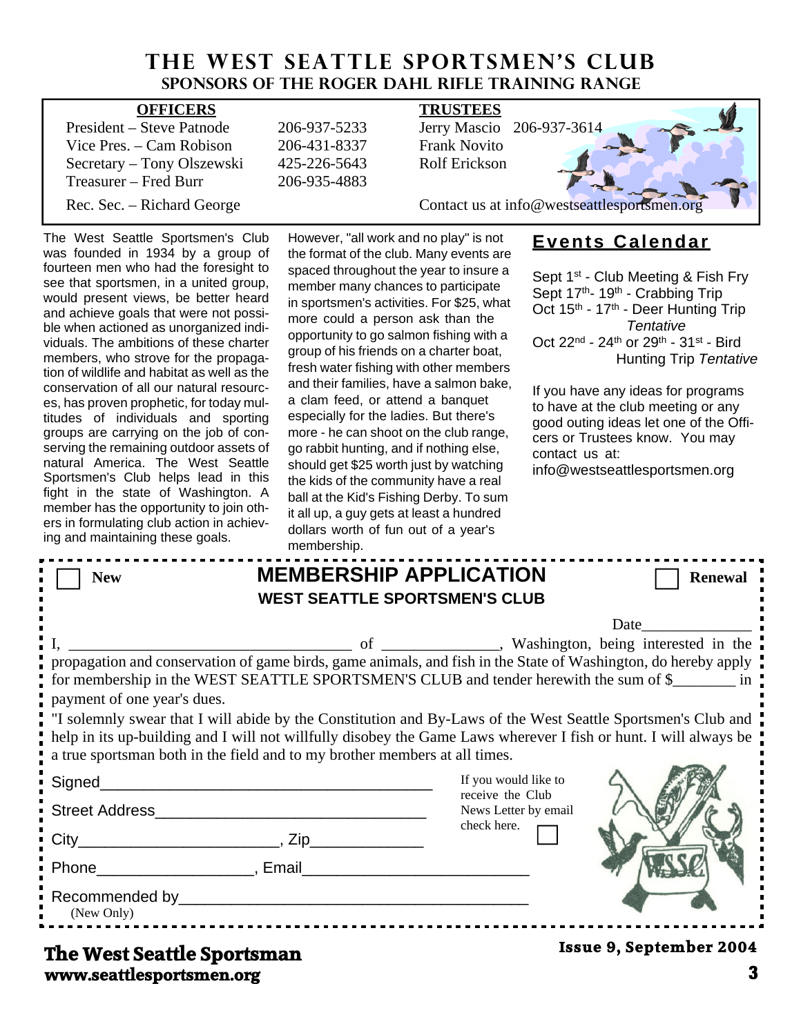# THE WEST SEATTLE SPORTSMEN'S CLUB

## SPONSORS OF THE ROGER DAHL RIFLE TRAINING RANGE

**OFFICERS**

President – Steve Patnode 206-937-5233
Vice Pres. – Cam Robison 206-431-8337
Secretary – Tony Olszewski 425-226-5643
Treasurer – Fred Burr 206-935-4883
Rec. Sec. – Richard George

**TRUSTEES**

Jerry Mascio 206-937-3614
Frank Novito
Rolf Erickson

Contact us at info@westseattlesportsmen.org

The West Seattle Sportsmen's Club was founded in 1934 by a group of fourteen men who had the foresight to see that sportsmen, in a united group, would present views, be better heard and achieve goals that were not possible when actioned as unorganized individuals. The ambitions of these charter members, who strove for the propagation of wildlife and habitat as well as the conservation of all our natural resources, has proven prophetic, for today multitudes of individuals and sporting groups are carrying on the job of conserving the remaining outdoor assets of natural America. The West Seattle Sportsmen's Club helps lead in this fight in the state of Washington. A member has the opportunity to join others in formulating club action in achieving and maintaining these goals.

However, "all work and no play" is not the format of the club. Many events are spaced throughout the year to insure a member many chances to participate in sportsmen's activities. For $25, what more could a person ask than the opportunity to go salmon fishing with a group of his friends on a charter boat, fresh water fishing with other members and their families, have a salmon bake, a clam feed, or attend a banquet especially for the ladies. But there's more - he can shoot on the club range, go rabbit hunting, and if nothing else, should get $25 worth just by watching the kids of the community have a real ball at the Kid's Fishing Derby. To sum it all up, a guy gets at least a hundred dollars worth of fun out of a year's membership.

## Events Calendar

Sept 1st - Club Meeting & Fish Fry
Sept 17th- 19th - Crabbing Trip
Oct 15th - 17th - Deer Hunting Trip *Tentative*
Oct 22nd - 24th or 29th - 31st - Bird Hunting Trip *Tentative*

If you have any ideas for programs to have at the club meeting or any good outing ideas let one of the Officers or Trustees know. You may contact us at: info@westseattlesportsmen.org

---

☐ New **MEMBERSHIP APPLICATION** ☐ Renewal

**WEST SEATTLE SPORTSMEN'S CLUB**

Date______________

I, ____________________________________ of _______________, Washington, being interested in the propagation and conservation of game birds, game animals, and fish in the State of Washington, do hereby apply for membership in the WEST SEATTLE SPORTSMEN'S CLUB and tender herewith the sum of $________ in payment of one year's dues.

"I solemnly swear that I will abide by the Constitution and By-Laws of the West Seattle Sportsmen's Club and help in its up-building and I will not willfully disobey the Game Laws wherever I fish or hunt. I will always be a true sportsman both in the field and to my brother members at all times.

Signed_______________________________________

Street Address_______________________________

City______________________, Zip_____________

Phone__________________, Email__________________________

Recommended by________________________________________
(New Only)

If you would like to receive the Club News Letter by email check here. ☐

---

**The West Seattle Sportsman**
**www.seattlesportsmen.org**

**Issue 9, September 2004**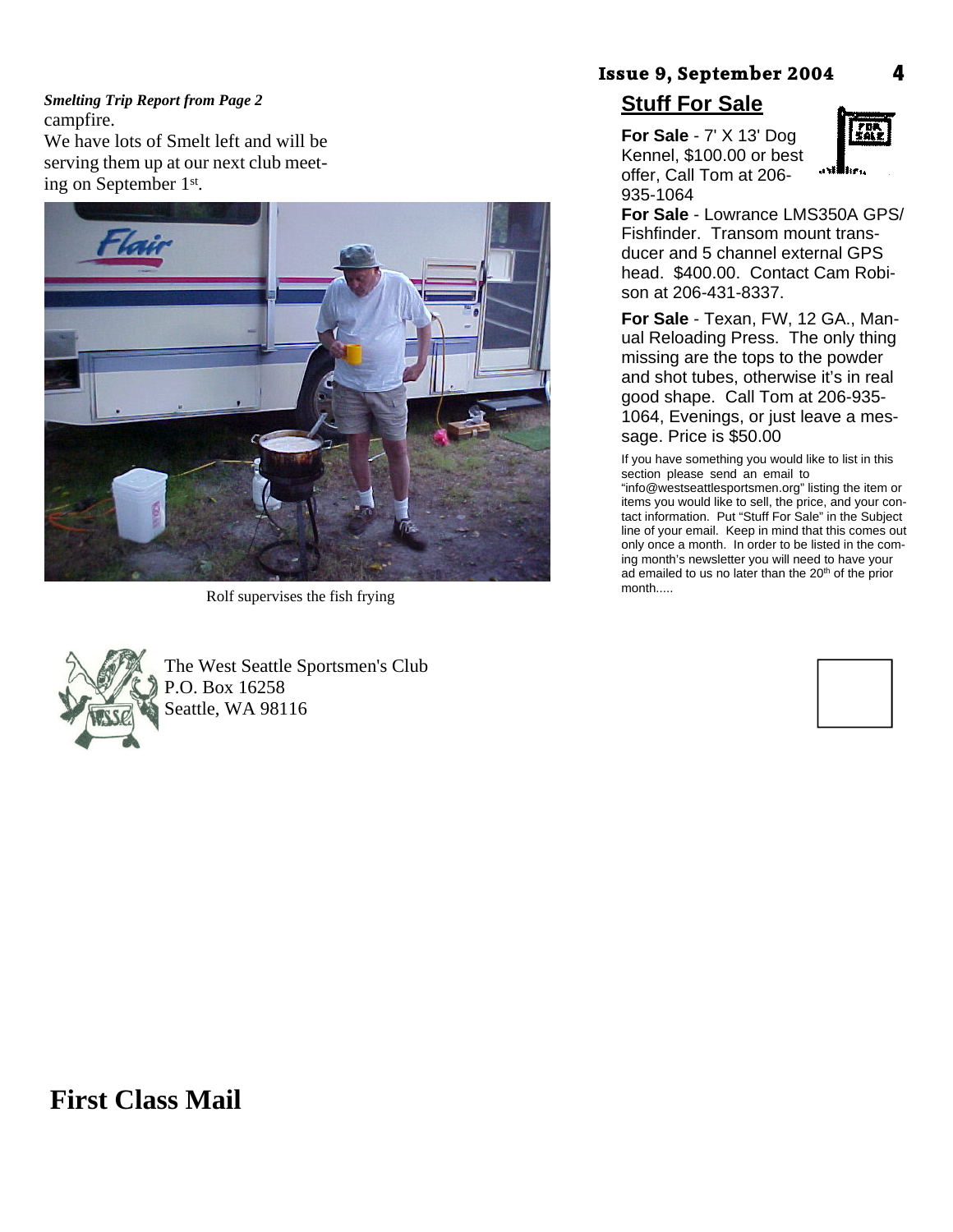*Smelting Trip Report from Page 2*

campfire.

We have lots of Smelt left and will be serving them up at our next club meeting on September 1st.

Rolf supervises the fish frying

## Stuff For Sale

**For Sale** - 7' X 13' Dog Kennel, $100.00 or best offer, Call Tom at 206-935-1064

**For Sale** - Lowrance LMS350A GPS/Fishfinder. Transom mount transducer and 5 channel external GPS head. $400.00. Contact Cam Robison at 206-431-8337.

**For Sale** - Texan, FW, 12 GA., Manual Reloading Press. The only thing missing are the tops to the powder and shot tubes, otherwise it's in real good shape. Call Tom at 206-935-1064, Evenings, or just leave a message. Price is $50.00

If you have something you would like to list in this section please send an email to "info@westseattlesportsmen.org" listing the item or items you would like to sell, the price, and your contact information. Put "Stuff For Sale" in the Subject line of your email. Keep in mind that this comes out only once a month. In order to be listed in the coming month's newsletter you will need to have your ad emailed to us no later than the 20th of the prior month.....

The West Seattle Sportsmen's Club
P.O. Box 16258
Seattle, WA 98116

**First Class Mail**